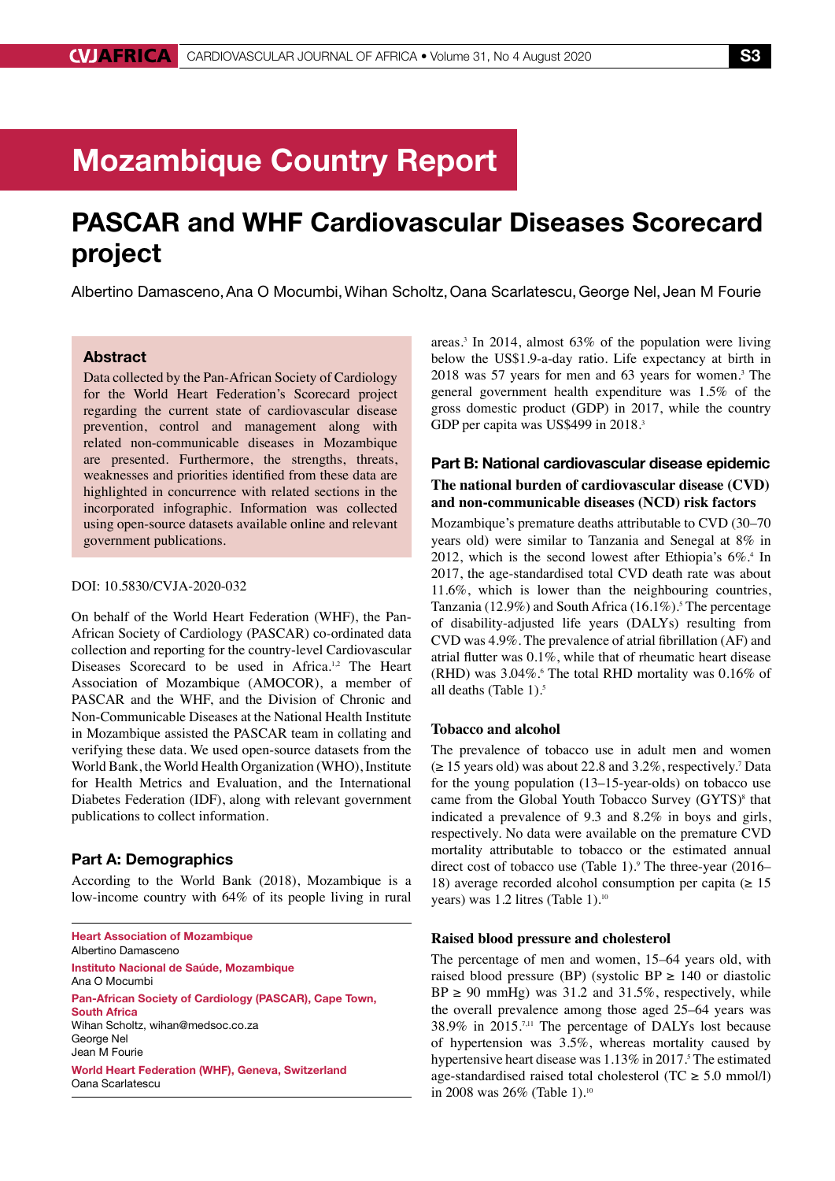# Mozambique Country Report

## PASCAR and WHF Cardiovascular Diseases Scorecard project

Albertino Damasceno, Ana O Mocumbi, Wihan Scholtz, Oana Scarlatescu, George Nel, Jean M Fourie

### Abstract

Data collected by the Pan-African Society of Cardiology for the World Heart Federation's Scorecard project regarding the current state of cardiovascular disease prevention, control and management along with related non-communicable diseases in Mozambique are presented. Furthermore, the strengths, threats, weaknesses and priorities identified from these data are highlighted in concurrence with related sections in the incorporated infographic. Information was collected using open-source datasets available online and relevant government publications.

DOI: 10.5830/CVJA-2020-032

On behalf of the World Heart Federation (WHF), the Pan-African Society of Cardiology (PASCAR) co-ordinated data collection and reporting for the country-level Cardiovascular Diseases Scorecard to be used in Africa.[1,2] The Heart Association of Mozambique (AMOCOR), a member of PASCAR and the WHF, and the Division of Chronic and Non-Communicable Diseases at the National Health Institute in Mozambique assisted the PASCAR team in collating and verifying these data. We used open-source datasets from the World Bank, the World Health Organization (WHO), Institute for Health Metrics and Evaluation, and the International Diabetes Federation (IDF), along with relevant government publications to collect information.

## Part A: Demographics

According to the World Bank (2018), Mozambique is a low-income country with 64% of its people living in rural areas.[3] In 2014, almost 63% of the population were living below the US$1.9-a-day ratio. Life expectancy at birth in 2018 was 57 years for men and 63 years for women.[3] The general government health expenditure was 1.5% of the gross domestic product (GDP) in 2017, while the country GDP per capita was US$499 in 2018.[3]

**Heart Association of Mozambique**
Albertino Damasceno

**Instituto Nacional de Saúde, Mozambique**
Ana O Mocumbi

**Pan-African Society of Cardiology (PASCAR), Cape Town, South Africa**
Wihan Scholtz, wihan@medsoc.co.za
George Nel
Jean M Fourie

**World Heart Federation (WHF), Geneva, Switzerland**
Oana Scarlatescu

## Part B: National cardiovascular disease epidemic

### The national burden of cardiovascular disease (CVD) and non-communicable diseases (NCD) risk factors

Mozambique's premature deaths attributable to CVD (30–70 years old) were similar to Tanzania and Senegal at 8% in 2012, which is the second lowest after Ethiopia's 6%.[4] In 2017, the age-standardised total CVD death rate was about 11.6%, which is lower than the neighbouring countries, Tanzania (12.9%) and South Africa (16.1%).[5] The percentage of disability-adjusted life years (DALYs) resulting from CVD was 4.9%. The prevalence of atrial fibrillation (AF) and atrial flutter was 0.1%, while that of rheumatic heart disease (RHD) was 3.04%.[6] The total RHD mortality was 0.16% of all deaths (Table 1).[5]

### Tobacco and alcohol

The prevalence of tobacco use in adult men and women (≥ 15 years old) was about 22.8 and 3.2%, respectively.[7] Data for the young population (13–15-year-olds) on tobacco use came from the Global Youth Tobacco Survey (GYTS)[8] that indicated a prevalence of 9.3 and 8.2% in boys and girls, respectively. No data were available on the premature CVD mortality attributable to tobacco or the estimated annual direct cost of tobacco use (Table 1).[9] The three-year (2016–18) average recorded alcohol consumption per capita (≥ 15 years) was 1.2 litres (Table 1).[10]

### Raised blood pressure and cholesterol

The percentage of men and women, 15–64 years old, with raised blood pressure (BP) (systolic BP ≥ 140 or diastolic BP ≥ 90 mmHg) was 31.2 and 31.5%, respectively, while the overall prevalence among those aged 25–64 years was 38.9% in 2015.[7,11] The percentage of DALYs lost because of hypertension was 3.5%, whereas mortality caused by hypertensive heart disease was 1.13% in 2017.[5] The estimated age-standardised raised total cholesterol (TC ≥ 5.0 mmol/l) in 2008 was 26% (Table 1).[10]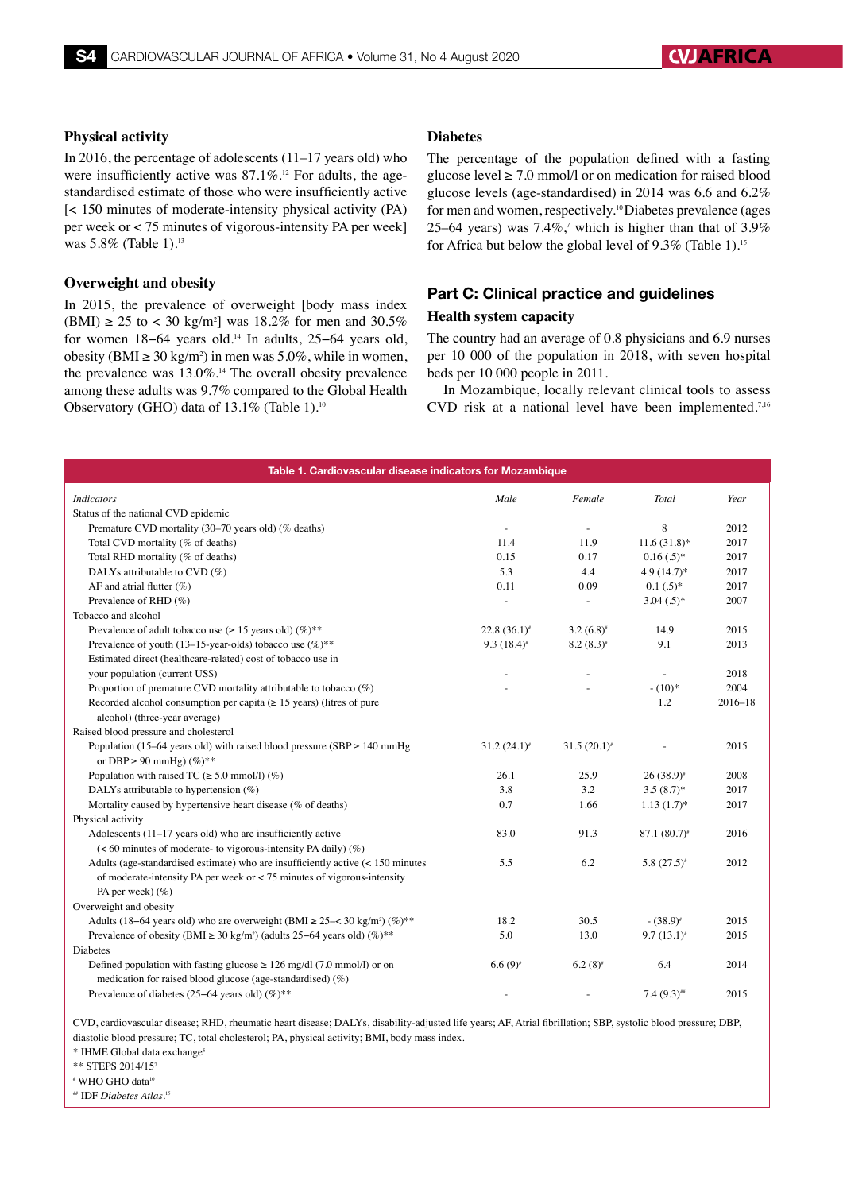### Physical activity

In 2016, the percentage of adolescents (11–17 years old) who were insufficiently active was 87.1%.[12] For adults, the age-standardised estimate of those who were insufficiently active [< 150 minutes of moderate-intensity physical activity (PA) per week or < 75 minutes of vigorous-intensity PA per week] was 5.8% (Table 1).[13]

### Overweight and obesity

In 2015, the prevalence of overweight [body mass index (BMI) ≥ 25 to < 30 kg/m²] was 18.2% for men and 30.5% for women 18–64 years old.[14] In adults, 25–64 years old, obesity (BMI ≥ 30 kg/m²) in men was 5.0%, while in women, the prevalence was 13.0%.[14] The overall obesity prevalence among these adults was 9.7% compared to the Global Health Observatory (GHO) data of 13.1% (Table 1).[10]

### Diabetes

The percentage of the population defined with a fasting glucose level ≥ 7.0 mmol/l or on medication for raised blood glucose levels (age-standardised) in 2014 was 6.6 and 6.2% for men and women, respectively.[10] Diabetes prevalence (ages 25–64 years) was 7.4%,[7] which is higher than that of 3.9% for Africa but below the global level of 9.3% (Table 1).[15]

## Part C: Clinical practice and guidelines

### Health system capacity

The country had an average of 0.8 physicians and 6.9 nurses per 10 000 of the population in 2018, with seven hospital beds per 10 000 people in 2011.

In Mozambique, locally relevant clinical tools to assess CVD risk at a national level have been implemented.[7,16]

**Table 1. Cardiovascular disease indicators for Mozambique**

| *Indicators* | *Male* | *Female* | *Total* | *Year* |
|---|---|---|---|---|
| Status of the national CVD epidemic | | | | |
| Premature CVD mortality (30–70 years old) (% deaths) | - | - | 8 | 2012 |
| Total CVD mortality (% of deaths) | 11.4 | 11.9 | 11.6 (31.8)* | 2017 |
| Total RHD mortality (% of deaths) | 0.15 | 0.17 | 0.16 (.5)* | 2017 |
| DALYs attributable to CVD (%) | 5.3 | 4.4 | 4.9 (14.7)* | 2017 |
| AF and atrial flutter (%) | 0.11 | 0.09 | 0.1 (.5)* | 2017 |
| Prevalence of RHD (%) | - | - | 3.04 (.5)* | 2007 |
| Tobacco and alcohol | | | | |
| Prevalence of adult tobacco use (≥ 15 years old) (%)** | 22.8 (36.1)# | 3.2 (6.8)# | 14.9 | 2015 |
| Prevalence of youth (13–15-year-olds) tobacco use (%)** | 9.3 (18.4)# | 8.2 (8.3)# | 9.1 | 2013 |
| Estimated direct (healthcare-related) cost of tobacco use in your population (current US$) | - | - | - | 2018 |
| Proportion of premature CVD mortality attributable to tobacco (%) | - | - | - (10)* | 2004 |
| Recorded alcohol consumption per capita (≥ 15 years) (litres of pure alcohol) (three-year average) | | | 1.2 | 2016–18 |
| Raised blood pressure and cholesterol | | | | |
| Population (15–64 years old) with raised blood pressure (SBP ≥ 140 mmHg or DBP ≥ 90 mmHg) (%)** | 31.2 (24.1)# | 31.5 (20.1)# | - | 2015 |
| Population with raised TC (≥ 5.0 mmol/l) (%) | 26.1 | 25.9 | 26 (38.9)# | 2008 |
| DALYs attributable to hypertension (%) | 3.8 | 3.2 | 3.5 (8.7)* | 2017 |
| Mortality caused by hypertensive heart disease (% of deaths) | 0.7 | 1.66 | 1.13 (1.7)* | 2017 |
| Physical activity | | | | |
| Adolescents (11–17 years old) who are insufficiently active (< 60 minutes of moderate- to vigorous-intensity PA daily) (%) | 83.0 | 91.3 | 87.1 (80.7)# | 2016 |
| Adults (age-standardised estimate) who are insufficiently active (< 150 minutes of moderate-intensity PA per week or < 75 minutes of vigorous-intensity PA per week) (%) | 5.5 | 6.2 | 5.8 (27.5)# | 2012 |
| Overweight and obesity | | | | |
| Adults (18–64 years old) who are overweight (BMI ≥ 25–< 30 kg/m²) (%)** | 18.2 | 30.5 | - (38.9)# | 2015 |
| Prevalence of obesity (BMI ≥ 30 kg/m²) (adults 25–64 years old) (%)** | 5.0 | 13.0 | 9.7 (13.1)# | 2015 |
| Diabetes | | | | |
| Defined population with fasting glucose ≥ 126 mg/dl (7.0 mmol/l) or on medication for raised blood glucose (age-standardised) (%) | 6.6 (9)# | 6.2 (8)# | 6.4 | 2014 |
| Prevalence of diabetes (25–64 years old) (%)** | - | - | 7.4 (9.3)## | 2015 |

CVD, cardiovascular disease; RHD, rheumatic heart disease; DALYs, disability-adjusted life years; AF, Atrial fibrillation; SBP, systolic blood pressure; DBP, diastolic blood pressure; TC, total cholesterol; PA, physical activity; BMI, body mass index.

\* IHME Global data exchange[5]

\*\* STEPS 2014/15[7]

# WHO GHO data[10]

## IDF *Diabetes Atlas*.[15]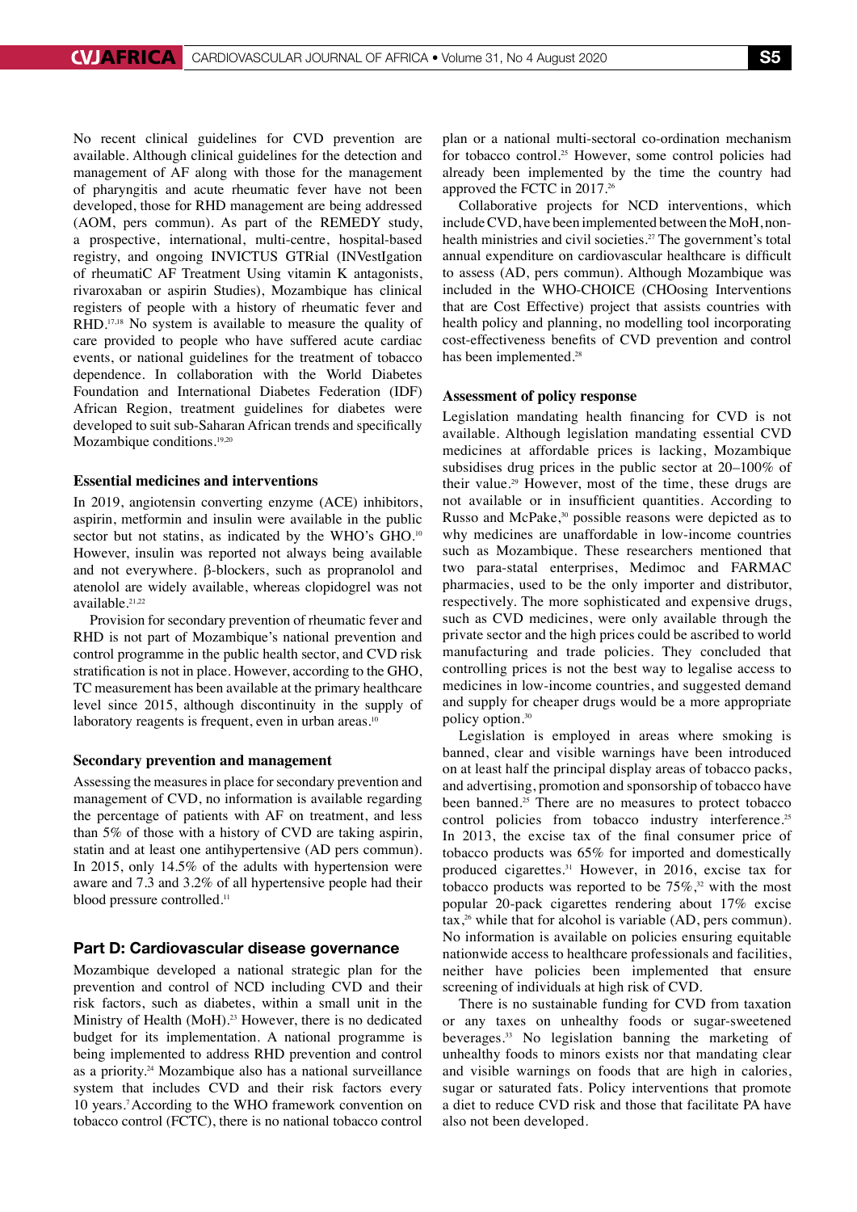No recent clinical guidelines for CVD prevention are available. Although clinical guidelines for the detection and management of AF along with those for the management of pharyngitis and acute rheumatic fever have not been developed, those for RHD management are being addressed (AOM, pers commun). As part of the REMEDY study, a prospective, international, multi-centre, hospital-based registry, and ongoing INVICTUS GTRial (INVestIgation of rheumatiC AF Treatment Using vitamin K antagonists, rivaroxaban or aspirin Studies), Mozambique has clinical registers of people with a history of rheumatic fever and RHD.[17,18] No system is available to measure the quality of care provided to people who have suffered acute cardiac events, or national guidelines for the treatment of tobacco dependence. In collaboration with the World Diabetes Foundation and International Diabetes Federation (IDF) African Region, treatment guidelines for diabetes were developed to suit sub-Saharan African trends and specifically Mozambique conditions.[19,20]

### Essential medicines and interventions

In 2019, angiotensin converting enzyme (ACE) inhibitors, aspirin, metformin and insulin were available in the public sector but not statins, as indicated by the WHO's GHO.[10] However, insulin was reported not always being available and not everywhere. β-blockers, such as propranolol and atenolol are widely available, whereas clopidogrel was not available.[21,22]

Provision for secondary prevention of rheumatic fever and RHD is not part of Mozambique's national prevention and control programme in the public health sector, and CVD risk stratification is not in place. However, according to the GHO, TC measurement has been available at the primary healthcare level since 2015, although discontinuity in the supply of laboratory reagents is frequent, even in urban areas.[10]

### Secondary prevention and management

Assessing the measures in place for secondary prevention and management of CVD, no information is available regarding the percentage of patients with AF on treatment, and less than 5% of those with a history of CVD are taking aspirin, statin and at least one antihypertensive (AD pers commun). In 2015, only 14.5% of the adults with hypertension were aware and 7.3 and 3.2% of all hypertensive people had their blood pressure controlled.[11]

## Part D: Cardiovascular disease governance

Mozambique developed a national strategic plan for the prevention and control of NCD including CVD and their risk factors, such as diabetes, within a small unit in the Ministry of Health (MoH).[23] However, there is no dedicated budget for its implementation. A national programme is being implemented to address RHD prevention and control as a priority.[24] Mozambique also has a national surveillance system that includes CVD and their risk factors every 10 years.[7] According to the WHO framework convention on tobacco control (FCTC), there is no national tobacco control plan or a national multi-sectoral co-ordination mechanism for tobacco control.[25] However, some control policies had already been implemented by the time the country had approved the FCTC in 2017.[26]

Collaborative projects for NCD interventions, which include CVD, have been implemented between the MoH, non-health ministries and civil societies.[27] The government's total annual expenditure on cardiovascular healthcare is difficult to assess (AD, pers commun). Although Mozambique was included in the WHO-CHOICE (CHOosing Interventions that are Cost Effective) project that assists countries with health policy and planning, no modelling tool incorporating cost-effectiveness benefits of CVD prevention and control has been implemented.[28]

### Assessment of policy response

Legislation mandating health financing for CVD is not available. Although legislation mandating essential CVD medicines at affordable prices is lacking, Mozambique subsidises drug prices in the public sector at 20–100% of their value.[29] However, most of the time, these drugs are not available or in insufficient quantities. According to Russo and McPake,[30] possible reasons were depicted as to why medicines are unaffordable in low-income countries such as Mozambique. These researchers mentioned that two para-statal enterprises, Medimoc and FARMAC pharmacies, used to be the only importer and distributor, respectively. The more sophisticated and expensive drugs, such as CVD medicines, were only available through the private sector and the high prices could be ascribed to world manufacturing and trade policies. They concluded that controlling prices is not the best way to legalise access to medicines in low-income countries, and suggested demand and supply for cheaper drugs would be a more appropriate policy option.[30]

Legislation is employed in areas where smoking is banned, clear and visible warnings have been introduced on at least half the principal display areas of tobacco packs, and advertising, promotion and sponsorship of tobacco have been banned.[25] There are no measures to protect tobacco control policies from tobacco industry interference.[25] In 2013, the excise tax of the final consumer price of tobacco products was 65% for imported and domestically produced cigarettes.[31] However, in 2016, excise tax for tobacco products was reported to be 75%,[32] with the most popular 20-pack cigarettes rendering about 17% excise tax,[26] while that for alcohol is variable (AD, pers commun). No information is available on policies ensuring equitable nationwide access to healthcare professionals and facilities, neither have policies been implemented that ensure screening of individuals at high risk of CVD.

There is no sustainable funding for CVD from taxation or any taxes on unhealthy foods or sugar-sweetened beverages.[33] No legislation banning the marketing of unhealthy foods to minors exists nor that mandating clear and visible warnings on foods that are high in calories, sugar or saturated fats. Policy interventions that promote a diet to reduce CVD risk and those that facilitate PA have also not been developed.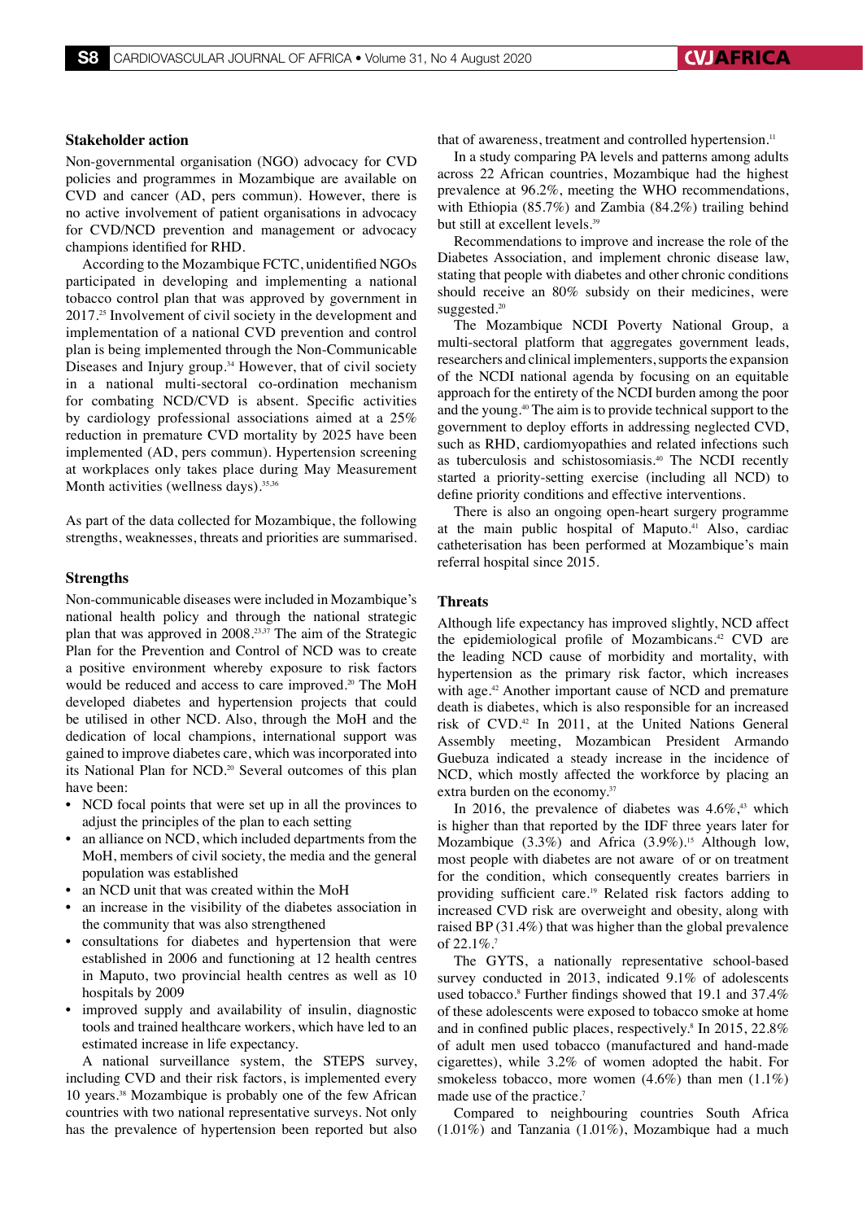### Stakeholder action

Non-governmental organisation (NGO) advocacy for CVD policies and programmes in Mozambique are available on CVD and cancer (AD, pers commun). However, there is no active involvement of patient organisations in advocacy for CVD/NCD prevention and management or advocacy champions identified for RHD.

According to the Mozambique FCTC, unidentified NGOs participated in developing and implementing a national tobacco control plan that was approved by government in 2017.[25] Involvement of civil society in the development and implementation of a national CVD prevention and control plan is being implemented through the Non-Communicable Diseases and Injury group.[34] However, that of civil society in a national multi-sectoral co-ordination mechanism for combating NCD/CVD is absent. Specific activities by cardiology professional associations aimed at a 25% reduction in premature CVD mortality by 2025 have been implemented (AD, pers commun). Hypertension screening at workplaces only takes place during May Measurement Month activities (wellness days).[35,36]

As part of the data collected for Mozambique, the following strengths, weaknesses, threats and priorities are summarised.

### Strengths

Non-communicable diseases were included in Mozambique's national health policy and through the national strategic plan that was approved in 2008.[23,37] The aim of the Strategic Plan for the Prevention and Control of NCD was to create a positive environment whereby exposure to risk factors would be reduced and access to care improved.[20] The MoH developed diabetes and hypertension projects that could be utilised in other NCD. Also, through the MoH and the dedication of local champions, international support was gained to improve diabetes care, which was incorporated into its National Plan for NCD.[20] Several outcomes of this plan have been:

- NCD focal points that were set up in all the provinces to adjust the principles of the plan to each setting
- an alliance on NCD, which included departments from the MoH, members of civil society, the media and the general population was established
- an NCD unit that was created within the MoH
- an increase in the visibility of the diabetes association in the community that was also strengthened
- consultations for diabetes and hypertension that were established in 2006 and functioning at 12 health centres in Maputo, two provincial health centres as well as 10 hospitals by 2009
- improved supply and availability of insulin, diagnostic tools and trained healthcare workers, which have led to an estimated increase in life expectancy.

A national surveillance system, the STEPS survey, including CVD and their risk factors, is implemented every 10 years.[38] Mozambique is probably one of the few African countries with two national representative surveys. Not only has the prevalence of hypertension been reported but also that of awareness, treatment and controlled hypertension.[11]

In a study comparing PA levels and patterns among adults across 22 African countries, Mozambique had the highest prevalence at 96.2%, meeting the WHO recommendations, with Ethiopia (85.7%) and Zambia (84.2%) trailing behind but still at excellent levels.[39]

Recommendations to improve and increase the role of the Diabetes Association, and implement chronic disease law, stating that people with diabetes and other chronic conditions should receive an 80% subsidy on their medicines, were suggested.[20]

The Mozambique NCDI Poverty National Group, a multi-sectoral platform that aggregates government leads, researchers and clinical implementers, supports the expansion of the NCDI national agenda by focusing on an equitable approach for the entirety of the NCDI burden among the poor and the young.[40] The aim is to provide technical support to the government to deploy efforts in addressing neglected CVD, such as RHD, cardiomyopathies and related infections such as tuberculosis and schistosomiasis.[40] The NCDI recently started a priority-setting exercise (including all NCD) to define priority conditions and effective interventions.

There is also an ongoing open-heart surgery programme at the main public hospital of Maputo.[41] Also, cardiac catheterisation has been performed at Mozambique's main referral hospital since 2015.

### Threats

Although life expectancy has improved slightly, NCD affect the epidemiological profile of Mozambicans.[42] CVD are the leading NCD cause of morbidity and mortality, with hypertension as the primary risk factor, which increases with age.[42] Another important cause of NCD and premature death is diabetes, which is also responsible for an increased risk of CVD.[42] In 2011, at the United Nations General Assembly meeting, Mozambican President Armando Guebuza indicated a steady increase in the incidence of NCD, which mostly affected the workforce by placing an extra burden on the economy.[37]

In 2016, the prevalence of diabetes was 4.6%,[43] which is higher than that reported by the IDF three years later for Mozambique (3.3%) and Africa (3.9%).[15] Although low, most people with diabetes are not aware of or on treatment for the condition, which consequently creates barriers in providing sufficient care.[19] Related risk factors adding to increased CVD risk are overweight and obesity, along with raised BP (31.4%) that was higher than the global prevalence of 22.1%.[7]

The GYTS, a nationally representative school-based survey conducted in 2013, indicated 9.1% of adolescents used tobacco.[8] Further findings showed that 19.1 and 37.4% of these adolescents were exposed to tobacco smoke at home and in confined public places, respectively.[8] In 2015, 22.8% of adult men used tobacco (manufactured and hand-made cigarettes), while 3.2% of women adopted the habit. For smokeless tobacco, more women (4.6%) than men (1.1%) made use of the practice.[7]

Compared to neighbouring countries South Africa (1.01%) and Tanzania (1.01%), Mozambique had a much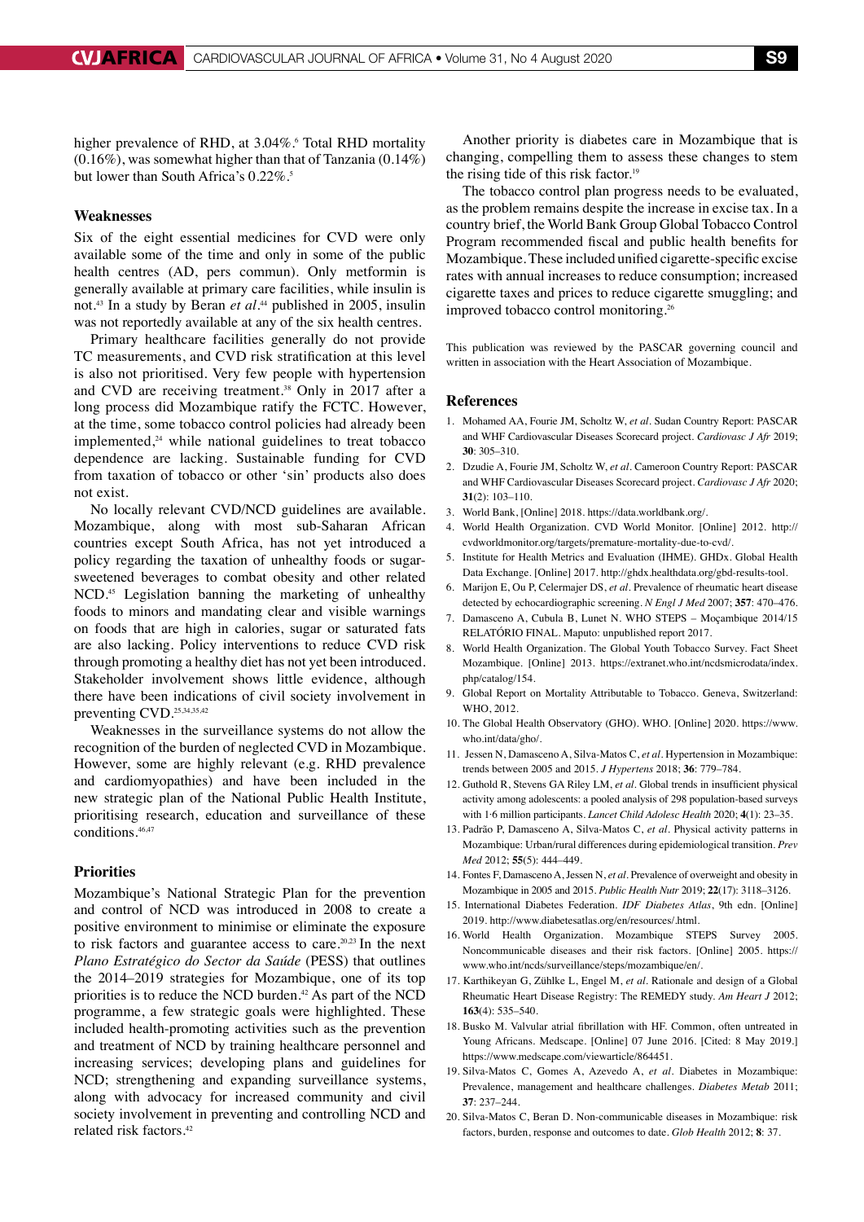higher prevalence of RHD, at 3.04%.[6] Total RHD mortality (0.16%), was somewhat higher than that of Tanzania (0.14%) but lower than South Africa's 0.22%.[5]

## Weaknesses

Six of the eight essential medicines for CVD were only available some of the time and only in some of the public health centres (AD, pers commun). Only metformin is generally available at primary care facilities, while insulin is not.[43] In a study by Beran *et al*.[44] published in 2005, insulin was not reportedly available at any of the six health centres.

Primary healthcare facilities generally do not provide TC measurements, and CVD risk stratification at this level is also not prioritised. Very few people with hypertension and CVD are receiving treatment.[38] Only in 2017 after a long process did Mozambique ratify the FCTC. However, at the time, some tobacco control policies had already been implemented,[24] while national guidelines to treat tobacco dependence are lacking. Sustainable funding for CVD from taxation of tobacco or other 'sin' products also does not exist.

No locally relevant CVD/NCD guidelines are available. Mozambique, along with most sub-Saharan African countries except South Africa, has not yet introduced a policy regarding the taxation of unhealthy foods or sugar-sweetened beverages to combat obesity and other related NCD.[45] Legislation banning the marketing of unhealthy foods to minors and mandating clear and visible warnings on foods that are high in calories, sugar or saturated fats are also lacking. Policy interventions to reduce CVD risk through promoting a healthy diet has not yet been introduced. Stakeholder involvement shows little evidence, although there have been indications of civil society involvement in preventing CVD.[25,34,35,42]

Weaknesses in the surveillance systems do not allow the recognition of the burden of neglected CVD in Mozambique. However, some are highly relevant (e.g. RHD prevalence and cardiomyopathies) and have been included in the new strategic plan of the National Public Health Institute, prioritising research, education and surveillance of these conditions.[46,47]

## Priorities

Mozambique's National Strategic Plan for the prevention and control of NCD was introduced in 2008 to create a positive environment to minimise or eliminate the exposure to risk factors and guarantee access to care.[20,23] In the next *Plano Estratégico do Sector da Saúde* (PESS) that outlines the 2014–2019 strategies for Mozambique, one of its top priorities is to reduce the NCD burden.[42] As part of the NCD programme, a few strategic goals were highlighted. These included health-promoting activities such as the prevention and treatment of NCD by training healthcare personnel and increasing services; developing plans and guidelines for NCD; strengthening and expanding surveillance systems, along with advocacy for increased community and civil society involvement in preventing and controlling NCD and related risk factors.[42]

Another priority is diabetes care in Mozambique that is changing, compelling them to assess these changes to stem the rising tide of this risk factor.[19]

The tobacco control plan progress needs to be evaluated, as the problem remains despite the increase in excise tax. In a country brief, the World Bank Group Global Tobacco Control Program recommended fiscal and public health benefits for Mozambique. These included unified cigarette-specific excise rates with annual increases to reduce consumption; increased cigarette taxes and prices to reduce cigarette smuggling; and improved tobacco control monitoring.[26]

This publication was reviewed by the PASCAR governing council and written in association with the Heart Association of Mozambique.

## References

1. Mohamed AA, Fourie JM, Scholtz W, *et al*. Sudan Country Report: PASCAR and WHF Cardiovascular Diseases Scorecard project. *Cardiovasc J Afr* 2019; **30**: 305–310.
2. Dzudie A, Fourie JM, Scholtz W, *et al*. Cameroon Country Report: PASCAR and WHF Cardiovascular Diseases Scorecard project. *Cardiovasc J Afr* 2020; **31**(2): 103–110.
3. World Bank, [Online] 2018. https://data.worldbank.org/.
4. World Health Organization. CVD World Monitor. [Online] 2012. http://cvdworldmonitor.org/targets/premature-mortality-due-to-cvd/.
5. Institute for Health Metrics and Evaluation (IHME). GHDx. Global Health Data Exchange. [Online] 2017. http://ghdx.healthdata.org/gbd-results-tool.
6. Marijon E, Ou P, Celermajer DS, *et al*. Prevalence of rheumatic heart disease detected by echocardiographic screening. *N Engl J Med* 2007; **357**: 470–476.
7. Damasceno A, Cubula B, Lunet N. WHO STEPS – Moçambique 2014/15 RELATÓRIO FINAL. Maputo: unpublished report 2017.
8. World Health Organization. The Global Youth Tobacco Survey. Fact Sheet Mozambique. [Online] 2013. https://extranet.who.int/ncdsmicrodata/index.php/catalog/154.
9. Global Report on Mortality Attributable to Tobacco. Geneva, Switzerland: WHO, 2012.
10. The Global Health Observatory (GHO). WHO. [Online] 2020. https://www.who.int/data/gho/.
11. Jessen N, Damasceno A, Silva-Matos C, *et al*. Hypertension in Mozambique: trends between 2005 and 2015. *J Hypertens* 2018; **36**: 779–784.
12. Guthold R, Stevens GA Riley LM, *et al*. Global trends in insufficient physical activity among adolescents: a pooled analysis of 298 population-based surveys with 1·6 million participants. *Lancet Child Adolesc Health* 2020; **4**(1): 23–35.
13. Padrão P, Damasceno A, Silva-Matos C, *et al*. Physical activity patterns in Mozambique: Urban/rural differences during epidemiological transition. *Prev Med* 2012; **55**(5): 444–449.
14. Fontes F, Damasceno A, Jessen N, *et al*. Prevalence of overweight and obesity in Mozambique in 2005 and 2015. *Public Health Nutr* 2019; **22**(17): 3118–3126.
15. International Diabetes Federation. *IDF Diabetes Atlas*, 9th edn. [Online] 2019. http://www.diabetesatlas.org/en/resources/.html.
16. World Health Organization. Mozambique STEPS Survey 2005. Noncommunicable diseases and their risk factors. [Online] 2005. https://www.who.int/ncds/surveillance/steps/mozambique/en/.
17. Karthikeyan G, Zühlke L, Engel M, *et al*. Rationale and design of a Global Rheumatic Heart Disease Registry: The REMEDY study. *Am Heart J* 2012; **163**(4): 535–540.
18. Busko M. Valvular atrial fibrillation with HF. Common, often untreated in Young Africans. Medscape. [Online] 07 June 2016. [Cited: 8 May 2019.] https://www.medscape.com/viewarticle/864451.
19. Silva-Matos C, Gomes A, Azevedo A, *et al*. Diabetes in Mozambique: Prevalence, management and healthcare challenges. *Diabetes Metab* 2011; **37**: 237–244.
20. Silva-Matos C, Beran D. Non-communicable diseases in Mozambique: risk factors, burden, response and outcomes to date. *Glob Health* 2012; **8**: 37.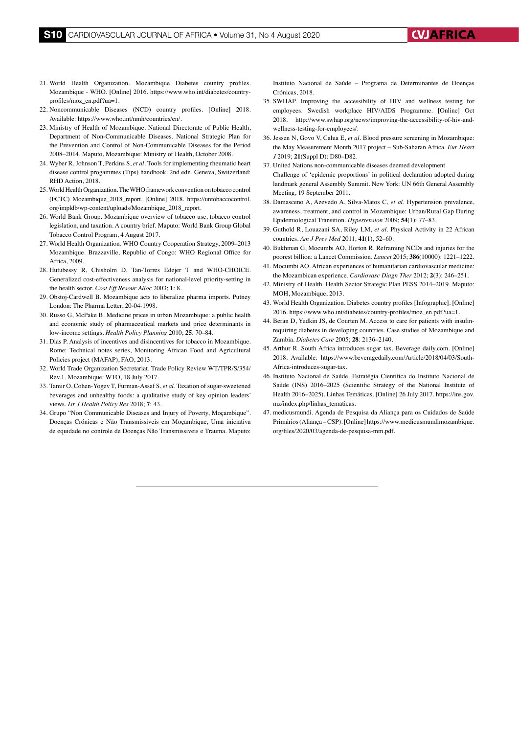21. World Health Organization. Mozambique Diabetes country profiles. Mozambique - WHO. [Online] 2016. https://www.who.int/diabetes/country-profiles/moz_en.pdf?ua=1.
22. Noncommunicable Diseases (NCD) country profiles. [Online] 2018. Available: https://www.who.int/nmh/countries/en/.
23. Ministry of Health of Mozambique. National Directorate of Public Health, Department of Non-Communicable Diseases. National Strategic Plan for the Prevention and Control of Non-Communicable Diseases for the Period 2008–2014. Maputo, Mozambique: Ministry of Health, October 2008.
24. Wyber R, Johnson T, Perkins S, *et al*. Tools for implementing rheumatic heart disease control progammes (Tips) handbook. 2nd edn. Geneva, Switzerland: RHD Action, 2018.
25. World Health Organization. The WHO framework convention on tobacco control (FCTC) Mozambique_2018_report. [Online] 2018. https://untobaccocontrol.org/impldb/wp-content/uploads/Mozambique_2018_report.
26. World Bank Group. Mozambique overview of tobacco use, tobacco control legislation, and taxation. A country brief. Maputo: World Bank Group Global Tobacco Control Program, 4 August 2017.
27. World Health Organization. WHO Country Cooperation Strategy, 2009–2013 Mozambique. Brazzaville, Republic of Congo: WHO Regional Office for Africa, 2009.
28. Hutubessy R, Chisholm D, Tan-Torres Edejer T and WHO-CHOICE. Generalized cost-effectiveness analysis for national-level priority-setting in the health sector. *Cost Eff Resour Alloc* 2003; **1**: 8.
29. Obstoj-Cardwell B. Mozambique acts to liberalize pharma imports. Putney London: The Pharma Letter, 20-04-1998.
30. Russo G, McPake B. Medicine prices in urban Mozambique: a public health and economic study of pharmaceutical markets and price determinants in low-income settings. *Health Policy Planning* 2010; **25**: 70–84.
31. Dias P. Analysis of incentives and disincentives for tobacco in Mozambique. Rome: Technical notes series, Monitoring African Food and Agricultural Policies project (MAFAP), FAO, 2013.
32. World Trade Organization Secretariat. Trade Policy Review WT/TPR/S/354/Rev.1. Mozambique: WTO, 18 July 2017.
33. Tamir O, Cohen-Yogev T, Furman-Assaf S, *et al*. Taxation of sugar-sweetened beverages and unhealthy foods: a qualitative study of key opinion leaders' views. *Isr J Health Policy Res* 2018; **7**: 43.
34. Grupo "Non Communicable Diseases and Injury of Poverty, Moçambique". Doenças Crónicas e Não Transmissíveis em Moçambique, Uma iniciativa de equidade no controle de Doenças Não Transmissiveis e Trauma. Maputo: Instituto Nacional de Saúde – Programa de Determinantes de Doenças Crónicas, 2018.
35. SWHAP. Improving the accessibility of HIV and wellness testing for employees. Swedish workplace HIV/AIDS Programme. [Online] Oct 2018. http://www.swhap.org/news/improving-the-accessibility-of-hiv-and-wellness-testing-for-employees/.
36. Jessen N, Govo V, Calua E, *et al*. Blood pressure screening in Mozambique: the May Measurement Month 2017 project – Sub-Saharan Africa. *Eur Heart J* 2019; **21**(Suppl D): D80–D82.
37. United Nations non-communicable diseases deemed development Challenge of 'epidemic proportions' in political declaration adopted during landmark general Assembly Summit. New York: UN 66th General Assembly Meeting, 19 September 2011.
38. Damasceno A, Azevedo A, Silva-Matos C, *et al*. Hypertension prevalence, awareness, treatment, and control in Mozambique: Urban/Rural Gap During Epidemiological Transition. *Hypertension* 2009; **54**(1): 77–83.
39. Guthold R, Louazani SA, Riley LM, *et al*. Physical Activity in 22 African countries. *Am J Prev Med* 2011; **41**(1), 52–60.
40. Bukhman G, Mocumbi AO, Horton R. Reframing NCDs and injuries for the poorest billion: a Lancet Commission. *Lancet* 2015; **386**(10000): 1221–1222.
41. Mocumbi AO. African experiences of humanitarian cardiovascular medicine: the Mozambican experience. *Cardiovasc Diagn Ther* 2012; **2**(3): 246–251.
42. Ministry of Health. Health Sector Strategic Plan PESS 2014–2019. Maputo: MOH, Mozambique, 2013.
43. World Health Organization. Diabetes country profiles [Infographic]. [Online] 2016. https://www.who.int/diabetes/country-profiles/moz_en.pdf?ua=1.
44. Beran D, Yudkin JS, de Courten M. Access to care for patients with insulin-requiring diabetes in developing countries. Case studies of Mozambique and Zambia. *Diabetes Care* 2005; **28**: 2136–2140.
45. Arthur R. South Africa introduces sugar tax. Beverage daily.com. [Online] 2018. Available: https://www.beveragedaily.com/Article/2018/04/03/South-Africa-introduces-sugar-tax.
46. Instituto Nacional de Saúde. Estratégia Cientifica do Instituto Nacional de Saúde (INS) 2016–2025 (Scientific Strategy of the National Institute of Health 2016–2025). Linhas Temáticas. [Online] 26 July 2017. https://ins.gov.mz/index.php/linhas_tematicas.
47. medicusmundi. Agenda de Pesquisa da Aliança para os Cuidados de Saúde Primários (Aliança – CSP). [Online] https://www.medicusmundimozambique.org/files/2020/03/agenda-de-pesquisa-mm.pdf.